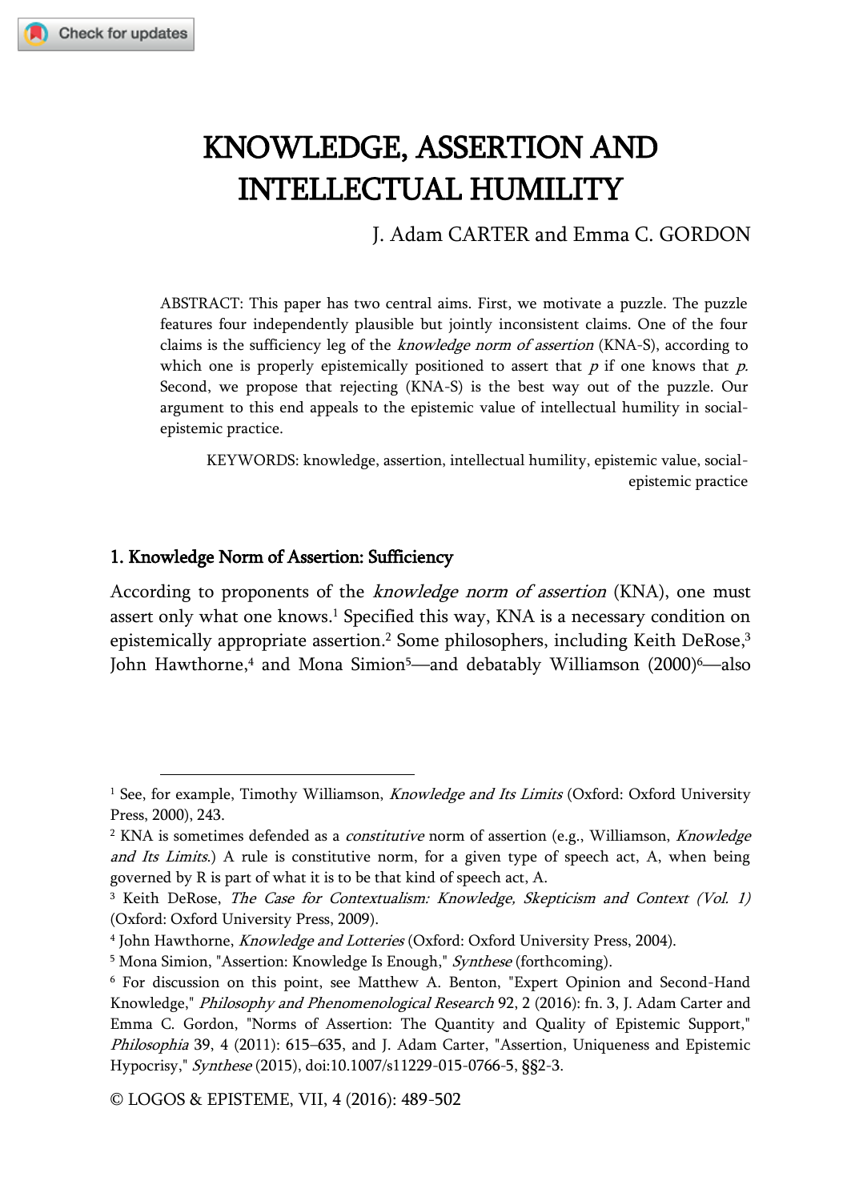# KNOWLEDGE, ASSERTION AND INTELLECTUAL HUMILITY

J. Adam CARTER and Emma C. GORDON

ABSTRACT: This paper has two central aims. First, we motivate a puzzle. The puzzle features four independently plausible but jointly inconsistent claims. One of the four claims is the sufficiency leg of the *knowledge norm of assertion* (KNA-S), according to which one is properly epistemically positioned to assert that *p* if one knows that *p*. Second, we propose that rejecting (KNA-S) is the best way out of the puzzle. Our argument to this end appeals to the epistemic value of intellectual humility in social-epistemic practice.

KEYWORDS: knowledge, assertion, intellectual humility, epistemic value, social-epistemic practice

## 1. Knowledge Norm of Assertion: Sufficiency

According to proponents of the *knowledge norm of assertion* (KNA), one must assert only what one knows.[1] Specified this way, KNA is a necessary condition on epistemically appropriate assertion.[2] Some philosophers, including Keith DeRose,[3] John Hawthorne,[4] and Mona Simion[5]—and debatably Williamson (2000)[6]—also

---

[1] See, for example, Timothy Williamson, *Knowledge and Its Limits* (Oxford: Oxford University Press, 2000), 243.

[2] KNA is sometimes defended as a *constitutive* norm of assertion (e.g., Williamson, *Knowledge and Its Limits*.) A rule is constitutive norm, for a given type of speech act, A, when being governed by R is part of what it is to be that kind of speech act, A.

[3] Keith DeRose, *The Case for Contextualism: Knowledge, Skepticism and Context (Vol. 1)* (Oxford: Oxford University Press, 2009).

[4] John Hawthorne, *Knowledge and Lotteries* (Oxford: Oxford University Press, 2004).

[5] Mona Simion, "Assertion: Knowledge Is Enough," *Synthese* (forthcoming).

[6] For discussion on this point, see Matthew A. Benton, "Expert Opinion and Second-Hand Knowledge," *Philosophy and Phenomenological Research* 92, 2 (2016): fn. 3, J. Adam Carter and Emma C. Gordon, "Norms of Assertion: The Quantity and Quality of Epistemic Support," *Philosophia* 39, 4 (2011): 615–635, and J. Adam Carter, "Assertion, Uniqueness and Epistemic Hypocrisy," *Synthese* (2015), doi:10.1007/s11229-015-0766-5, §§2-3.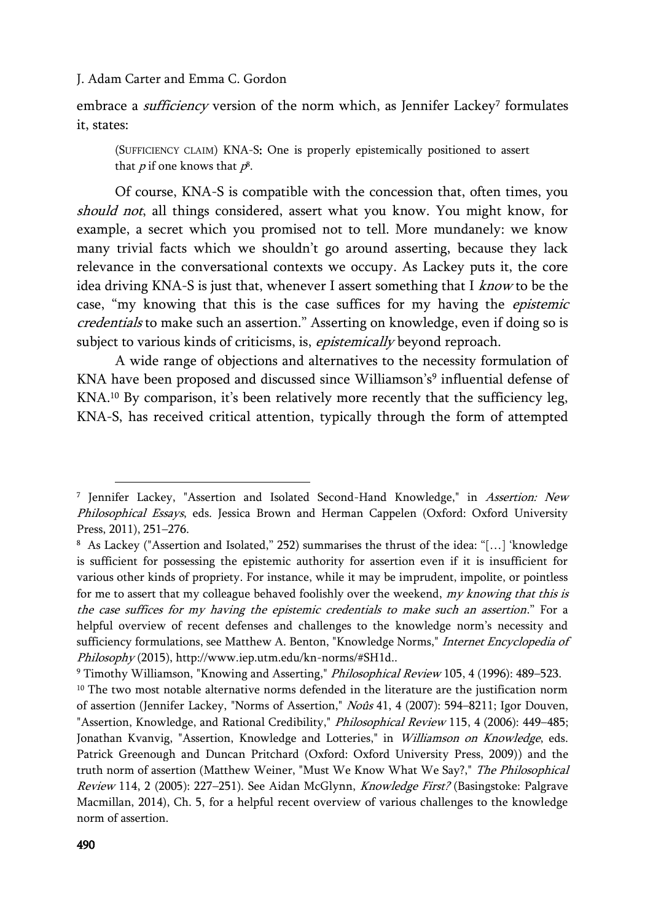embrace a *sufficiency* version of the norm which, as Jennifer Lackey[7] formulates it, states:

> (SUFFICIENCY CLAIM) KNA-S: One is properly epistemically positioned to assert that *p* if one knows that *p*[8].

Of course, KNA-S is compatible with the concession that, often times, you *should not*, all things considered, assert what you know. You might know, for example, a secret which you promised not to tell. More mundanely: we know many trivial facts which we shouldn't go around asserting, because they lack relevance in the conversational contexts we occupy. As Lackey puts it, the core idea driving KNA-S is just that, whenever I assert something that I *know* to be the case, "my knowing that this is the case suffices for my having the *epistemic credentials* to make such an assertion." Asserting on knowledge, even if doing so is subject to various kinds of criticisms, is, *epistemically* beyond reproach.

A wide range of objections and alternatives to the necessity formulation of KNA have been proposed and discussed since Williamson's[9] influential defense of KNA.[10] By comparison, it's been relatively more recently that the sufficiency leg, KNA-S, has received critical attention, typically through the form of attempted

---

[7] Jennifer Lackey, "Assertion and Isolated Second-Hand Knowledge," in *Assertion: New Philosophical Essays*, eds. Jessica Brown and Herman Cappelen (Oxford: Oxford University Press, 2011), 251–276.

[8] As Lackey ("Assertion and Isolated," 252) summarises the thrust of the idea: "[…] 'knowledge is sufficient for possessing the epistemic authority for assertion even if it is insufficient for various other kinds of propriety. For instance, while it may be imprudent, impolite, or pointless for me to assert that my colleague behaved foolishly over the weekend, *my knowing that this is the case suffices for my having the epistemic credentials to make such an assertion*." For a helpful overview of recent defenses and challenges to the knowledge norm's necessity and sufficiency formulations, see Matthew A. Benton, "Knowledge Norms," *Internet Encyclopedia of Philosophy* (2015), http://www.iep.utm.edu/kn-norms/#SH1d..

[9] Timothy Williamson, "Knowing and Asserting," *Philosophical Review* 105, 4 (1996): 489–523.

[10] The two most notable alternative norms defended in the literature are the justification norm of assertion (Jennifer Lackey, "Norms of Assertion," *Noûs* 41, 4 (2007): 594–8211; Igor Douven, "Assertion, Knowledge, and Rational Credibility," *Philosophical Review* 115, 4 (2006): 449–485; Jonathan Kvanvig, "Assertion, Knowledge and Lotteries," in *Williamson on Knowledge*, eds. Patrick Greenough and Duncan Pritchard (Oxford: Oxford University Press, 2009)) and the truth norm of assertion (Matthew Weiner, "Must We Know What We Say?," *The Philosophical Review* 114, 2 (2005): 227–251). See Aidan McGlynn, *Knowledge First?* (Basingstoke: Palgrave Macmillan, 2014), Ch. 5, for a helpful recent overview of various challenges to the knowledge norm of assertion.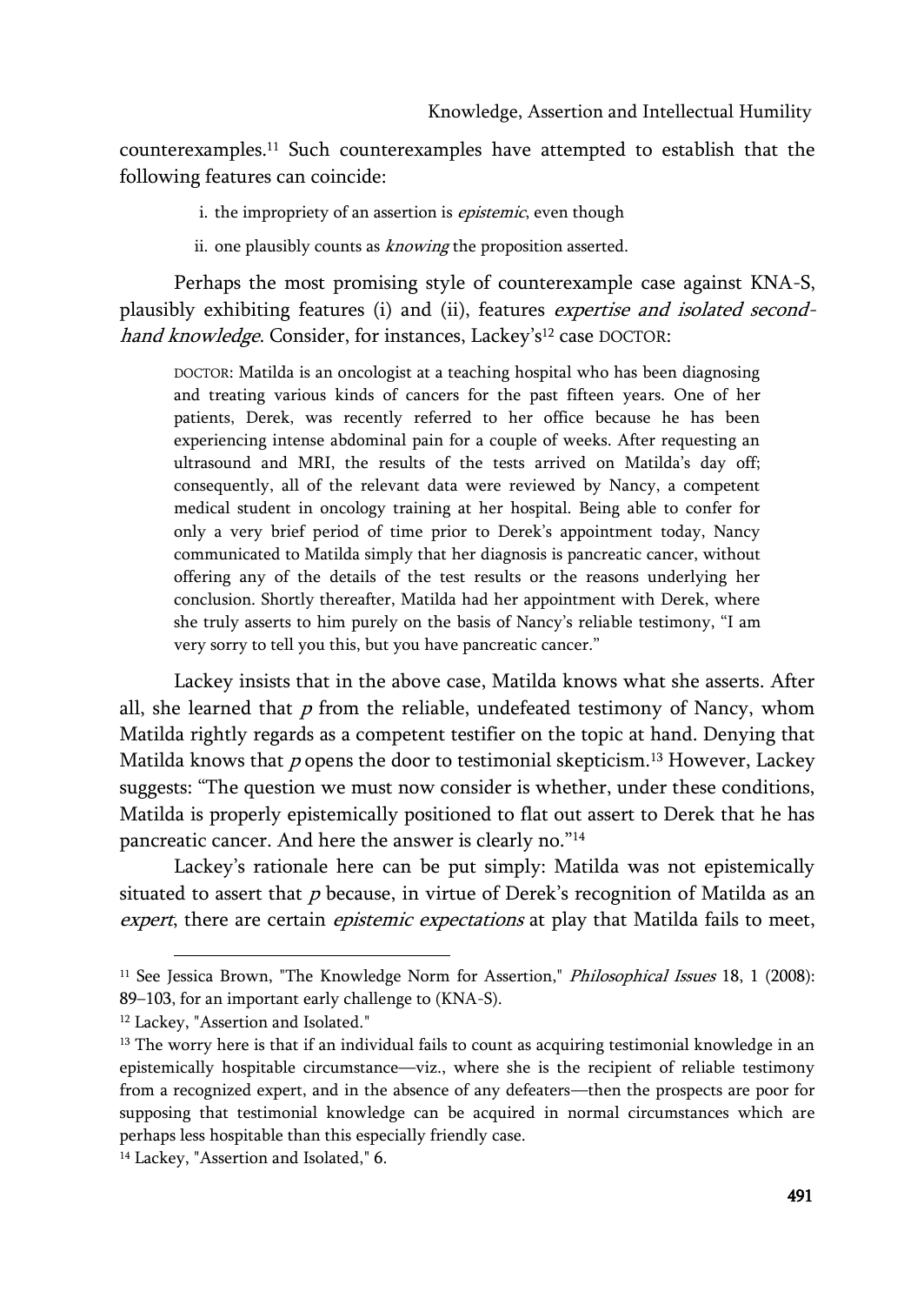counterexamples.[11] Such counterexamples have attempted to establish that the following features can coincide:

i. the impropriety of an assertion is *epistemic*, even though

ii. one plausibly counts as *knowing* the proposition asserted.

Perhaps the most promising style of counterexample case against KNA-S, plausibly exhibiting features (i) and (ii), features *expertise and isolated second-hand knowledge*. Consider, for instances, Lackey's[12] case DOCTOR:

> DOCTOR: Matilda is an oncologist at a teaching hospital who has been diagnosing and treating various kinds of cancers for the past fifteen years. One of her patients, Derek, was recently referred to her office because he has been experiencing intense abdominal pain for a couple of weeks. After requesting an ultrasound and MRI, the results of the tests arrived on Matilda's day off; consequently, all of the relevant data were reviewed by Nancy, a competent medical student in oncology training at her hospital. Being able to confer for only a very brief period of time prior to Derek's appointment today, Nancy communicated to Matilda simply that her diagnosis is pancreatic cancer, without offering any of the details of the test results or the reasons underlying her conclusion. Shortly thereafter, Matilda had her appointment with Derek, where she truly asserts to him purely on the basis of Nancy's reliable testimony, "I am very sorry to tell you this, but you have pancreatic cancer."

Lackey insists that in the above case, Matilda knows what she asserts. After all, she learned that $p$ from the reliable, undefeated testimony of Nancy, whom Matilda rightly regards as a competent testifier on the topic at hand. Denying that Matilda knows that $p$ opens the door to testimonial skepticism.[13] However, Lackey suggests: "The question we must now consider is whether, under these conditions, Matilda is properly epistemically positioned to flat out assert to Derek that he has pancreatic cancer. And here the answer is clearly no."[14]

Lackey's rationale here can be put simply: Matilda was not epistemically situated to assert that $p$ because, in virtue of Derek's recognition of Matilda as an *expert*, there are certain *epistemic expectations* at play that Matilda fails to meet,

---

[11] See Jessica Brown, "The Knowledge Norm for Assertion," *Philosophical Issues* 18, 1 (2008): 89–103, for an important early challenge to (KNA-S).

[12] Lackey, "Assertion and Isolated."

[13] The worry here is that if an individual fails to count as acquiring testimonial knowledge in an epistemically hospitable circumstance—viz., where she is the recipient of reliable testimony from a recognized expert, and in the absence of any defeaters—then the prospects are poor for supposing that testimonial knowledge can be acquired in normal circumstances which are perhaps less hospitable than this especially friendly case.

[14] Lackey, "Assertion and Isolated," 6.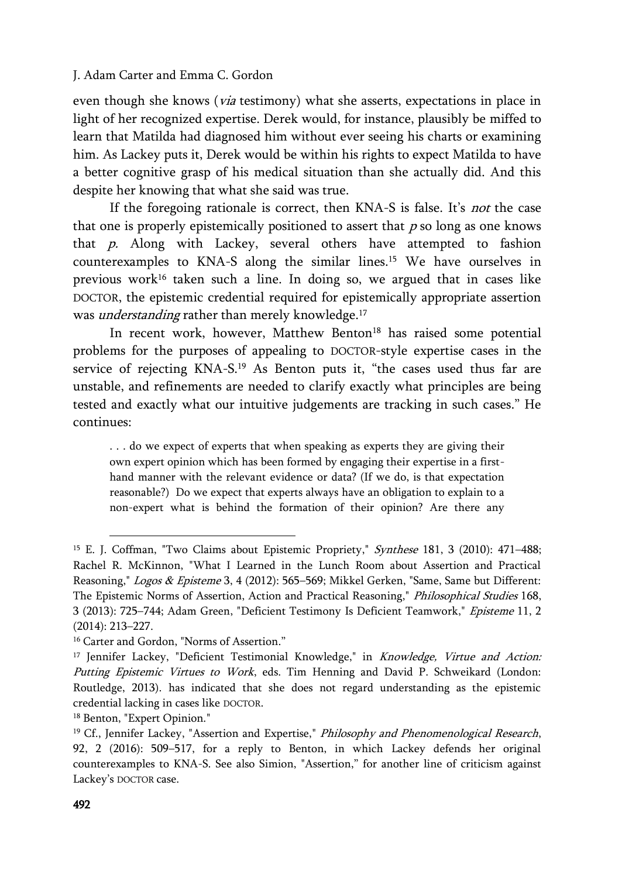even though she knows (*via* testimony) what she asserts, expectations in place in light of her recognized expertise. Derek would, for instance, plausibly be miffed to learn that Matilda had diagnosed him without ever seeing his charts or examining him. As Lackey puts it, Derek would be within his rights to expect Matilda to have a better cognitive grasp of his medical situation than she actually did. And this despite her knowing that what she said was true.

If the foregoing rationale is correct, then KNA-S is false. It's *not* the case that one is properly epistemically positioned to assert that *p* so long as one knows that *p*. Along with Lackey, several others have attempted to fashion counterexamples to KNA-S along the similar lines.[15] We have ourselves in previous work[16] taken such a line. In doing so, we argued that in cases like DOCTOR, the epistemic credential required for epistemically appropriate assertion was *understanding* rather than merely knowledge.[17]

In recent work, however, Matthew Benton[18] has raised some potential problems for the purposes of appealing to DOCTOR-style expertise cases in the service of rejecting KNA-S.[19] As Benton puts it, "the cases used thus far are unstable, and refinements are needed to clarify exactly what principles are being tested and exactly what our intuitive judgements are tracking in such cases." He continues:

> . . . do we expect of experts that when speaking as experts they are giving their own expert opinion which has been formed by engaging their expertise in a first-hand manner with the relevant evidence or data? (If we do, is that expectation reasonable?) Do we expect that experts always have an obligation to explain to a non-expert what is behind the formation of their opinion? Are there any

---

[15] E. J. Coffman, "Two Claims about Epistemic Propriety," *Synthese* 181, 3 (2010): 471–488; Rachel R. McKinnon, "What I Learned in the Lunch Room about Assertion and Practical Reasoning," *Logos & Episteme* 3, 4 (2012): 565–569; Mikkel Gerken, "Same, Same but Different: The Epistemic Norms of Assertion, Action and Practical Reasoning," *Philosophical Studies* 168, 3 (2013): 725–744; Adam Green, "Deficient Testimony Is Deficient Teamwork," *Episteme* 11, 2 (2014): 213–227.

[16] Carter and Gordon, "Norms of Assertion."

[17] Jennifer Lackey, "Deficient Testimonial Knowledge," in *Knowledge, Virtue and Action: Putting Epistemic Virtues to Work*, eds. Tim Henning and David P. Schweikard (London: Routledge, 2013). has indicated that she does not regard understanding as the epistemic credential lacking in cases like DOCTOR.

[18] Benton, "Expert Opinion."

[19] Cf., Jennifer Lackey, "Assertion and Expertise," *Philosophy and Phenomenological Research*, 92, 2 (2016): 509–517, for a reply to Benton, in which Lackey defends her original counterexamples to KNA-S. See also Simion, "Assertion," for another line of criticism against Lackey's DOCTOR case.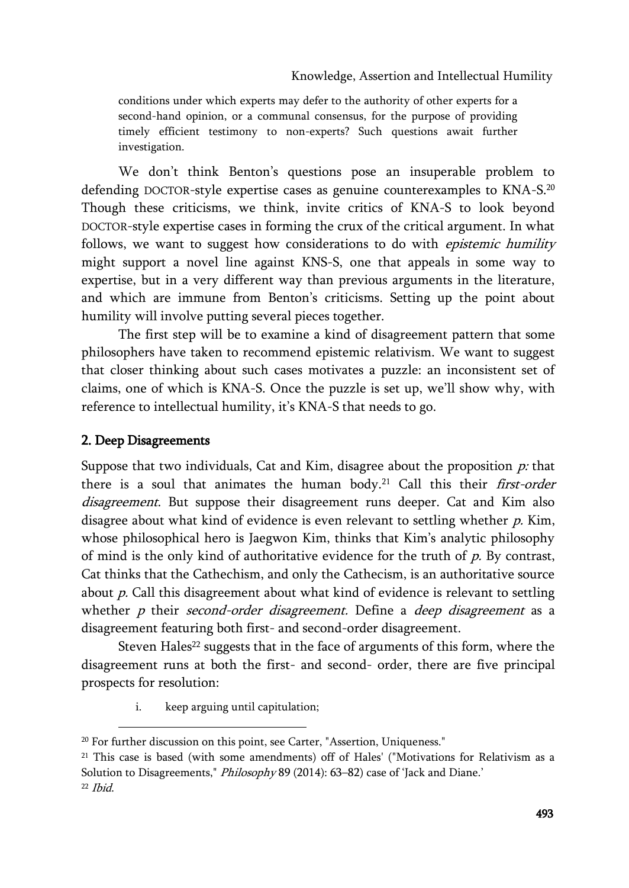conditions under which experts may defer to the authority of other experts for a second-hand opinion, or a communal consensus, for the purpose of providing timely efficient testimony to non-experts? Such questions await further investigation.

We don't think Benton's questions pose an insuperable problem to defending DOCTOR-style expertise cases as genuine counterexamples to KNA-S.[20] Though these criticisms, we think, invite critics of KNA-S to look beyond DOCTOR-style expertise cases in forming the crux of the critical argument. In what follows, we want to suggest how considerations to do with *epistemic humility* might support a novel line against KNS-S, one that appeals in some way to expertise, but in a very different way than previous arguments in the literature, and which are immune from Benton's criticisms. Setting up the point about humility will involve putting several pieces together.

The first step will be to examine a kind of disagreement pattern that some philosophers have taken to recommend epistemic relativism. We want to suggest that closer thinking about such cases motivates a puzzle: an inconsistent set of claims, one of which is KNA-S. Once the puzzle is set up, we'll show why, with reference to intellectual humility, it's KNA-S that needs to go.

## 2. Deep Disagreements

Suppose that two individuals, Cat and Kim, disagree about the proposition *p:* that there is a soul that animates the human body.[21] Call this their *first-order disagreement*. But suppose their disagreement runs deeper. Cat and Kim also disagree about what kind of evidence is even relevant to settling whether *p*. Kim, whose philosophical hero is Jaegwon Kim, thinks that Kim's analytic philosophy of mind is the only kind of authoritative evidence for the truth of *p*. By contrast, Cat thinks that the Cathechism, and only the Cathecism, is an authoritative source about *p*. Call this disagreement about what kind of evidence is relevant to settling whether *p* their *second-order disagreement.* Define a *deep disagreement* as a disagreement featuring both first- and second-order disagreement.

Steven Hales[22] suggests that in the face of arguments of this form, where the disagreement runs at both the first- and second- order, there are five principal prospects for resolution:

i. keep arguing until capitulation;

---

[20] For further discussion on this point, see Carter, "Assertion, Uniqueness."

[21] This case is based (with some amendments) off of Hales' ("Motivations for Relativism as a Solution to Disagreements," *Philosophy* 89 (2014): 63–82) case of 'Jack and Diane.'

[22] *Ibid.*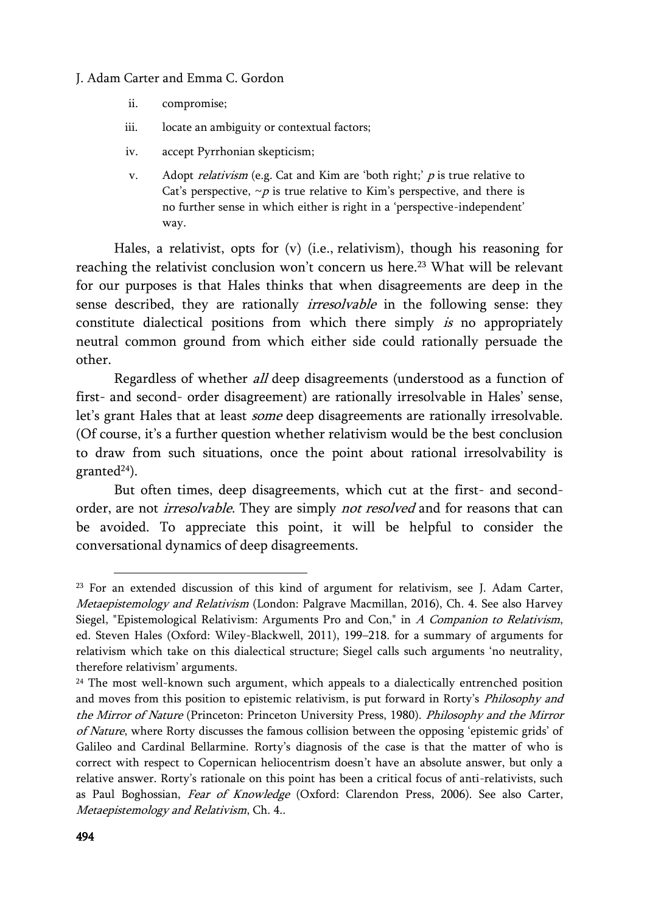ii. compromise;

iii. locate an ambiguity or contextual factors;

iv. accept Pyrrhonian skepticism;

v. Adopt *relativism* (e.g. Cat and Kim are 'both right;' $p$ is true relative to Cat's perspective, $\sim p$ is true relative to Kim's perspective, and there is no further sense in which either is right in a 'perspective-independent' way.

Hales, a relativist, opts for (v) (i.e., relativism), though his reasoning for reaching the relativist conclusion won't concern us here.[23] What will be relevant for our purposes is that Hales thinks that when disagreements are deep in the sense described, they are rationally *irresolvable* in the following sense: they constitute dialectical positions from which there simply *is* no appropriately neutral common ground from which either side could rationally persuade the other.

Regardless of whether *all* deep disagreements (understood as a function of first- and second- order disagreement) are rationally irresolvable in Hales' sense, let's grant Hales that at least *some* deep disagreements are rationally irresolvable. (Of course, it's a further question whether relativism would be the best conclusion to draw from such situations, once the point about rational irresolvability is granted[24]).

But often times, deep disagreements, which cut at the first- and second-order, are not *irresolvable*. They are simply *not resolved* and for reasons that can be avoided. To appreciate this point, it will be helpful to consider the conversational dynamics of deep disagreements.

---

[23] For an extended discussion of this kind of argument for relativism, see J. Adam Carter, *Metaepistemology and Relativism* (London: Palgrave Macmillan, 2016), Ch. 4. See also Harvey Siegel, "Epistemological Relativism: Arguments Pro and Con," in *A Companion to Relativism*, ed. Steven Hales (Oxford: Wiley-Blackwell, 2011), 199–218. for a summary of arguments for relativism which take on this dialectical structure; Siegel calls such arguments 'no neutrality, therefore relativism' arguments.

[24] The most well-known such argument, which appeals to a dialectically entrenched position and moves from this position to epistemic relativism, is put forward in Rorty's *Philosophy and the Mirror of Nature* (Princeton: Princeton University Press, 1980). *Philosophy and the Mirror of Nature*, where Rorty discusses the famous collision between the opposing 'epistemic grids' of Galileo and Cardinal Bellarmine. Rorty's diagnosis of the case is that the matter of who is correct with respect to Copernican heliocentrism doesn't have an absolute answer, but only a relative answer. Rorty's rationale on this point has been a critical focus of anti-relativists, such as Paul Boghossian, *Fear of Knowledge* (Oxford: Clarendon Press, 2006). See also Carter, *Metaepistemology and Relativism*, Ch. 4..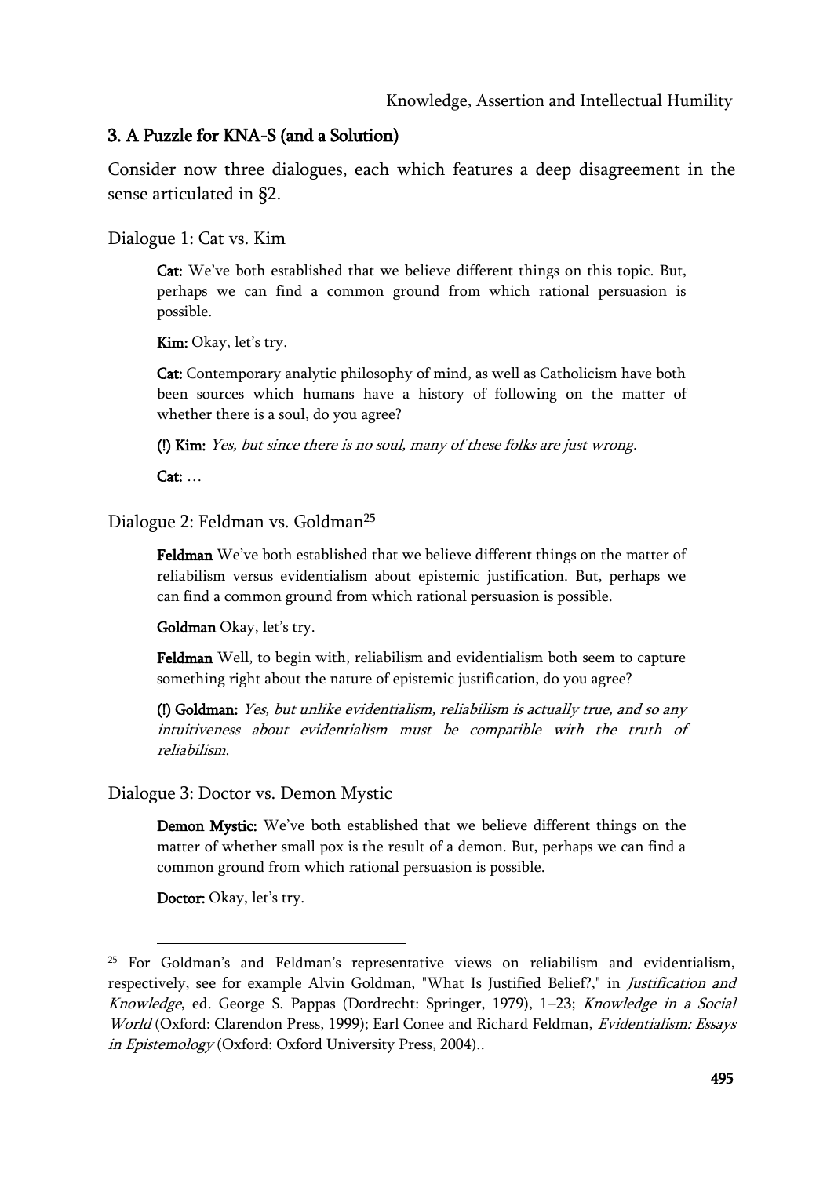## 3. A Puzzle for KNA-S (and a Solution)

Consider now three dialogues, each which features a deep disagreement in the sense articulated in §2.

Dialogue 1: Cat vs. Kim

> **Cat:** We've both established that we believe different things on this topic. But, perhaps we can find a common ground from which rational persuasion is possible.
>
> **Kim:** Okay, let's try.
>
> **Cat:** Contemporary analytic philosophy of mind, as well as Catholicism have both been sources which humans have a history of following on the matter of whether there is a soul, do you agree?
>
> **(!) Kim:** *Yes, but since there is no soul, many of these folks are just wrong.*
>
> **Cat:** …

Dialogue 2: Feldman vs. Goldman[25]

> **Feldman** We've both established that we believe different things on the matter of reliabilism versus evidentialism about epistemic justification. But, perhaps we can find a common ground from which rational persuasion is possible.
>
> **Goldman** Okay, let's try.
>
> **Feldman** Well, to begin with, reliabilism and evidentialism both seem to capture something right about the nature of epistemic justification, do you agree?
>
> **(!) Goldman:** *Yes, but unlike evidentialism, reliabilism is actually true, and so any intuitiveness about evidentialism must be compatible with the truth of reliabilism.*

Dialogue 3: Doctor vs. Demon Mystic

> **Demon Mystic:** We've both established that we believe different things on the matter of whether small pox is the result of a demon. But, perhaps we can find a common ground from which rational persuasion is possible.
>
> **Doctor:** Okay, let's try.

---

[25] For Goldman's and Feldman's representative views on reliabilism and evidentialism, respectively, see for example Alvin Goldman, "What Is Justified Belief?," in *Justification and Knowledge*, ed. George S. Pappas (Dordrecht: Springer, 1979), 1–23; *Knowledge in a Social World* (Oxford: Clarendon Press, 1999); Earl Conee and Richard Feldman, *Evidentialism: Essays in Epistemology* (Oxford: Oxford University Press, 2004)..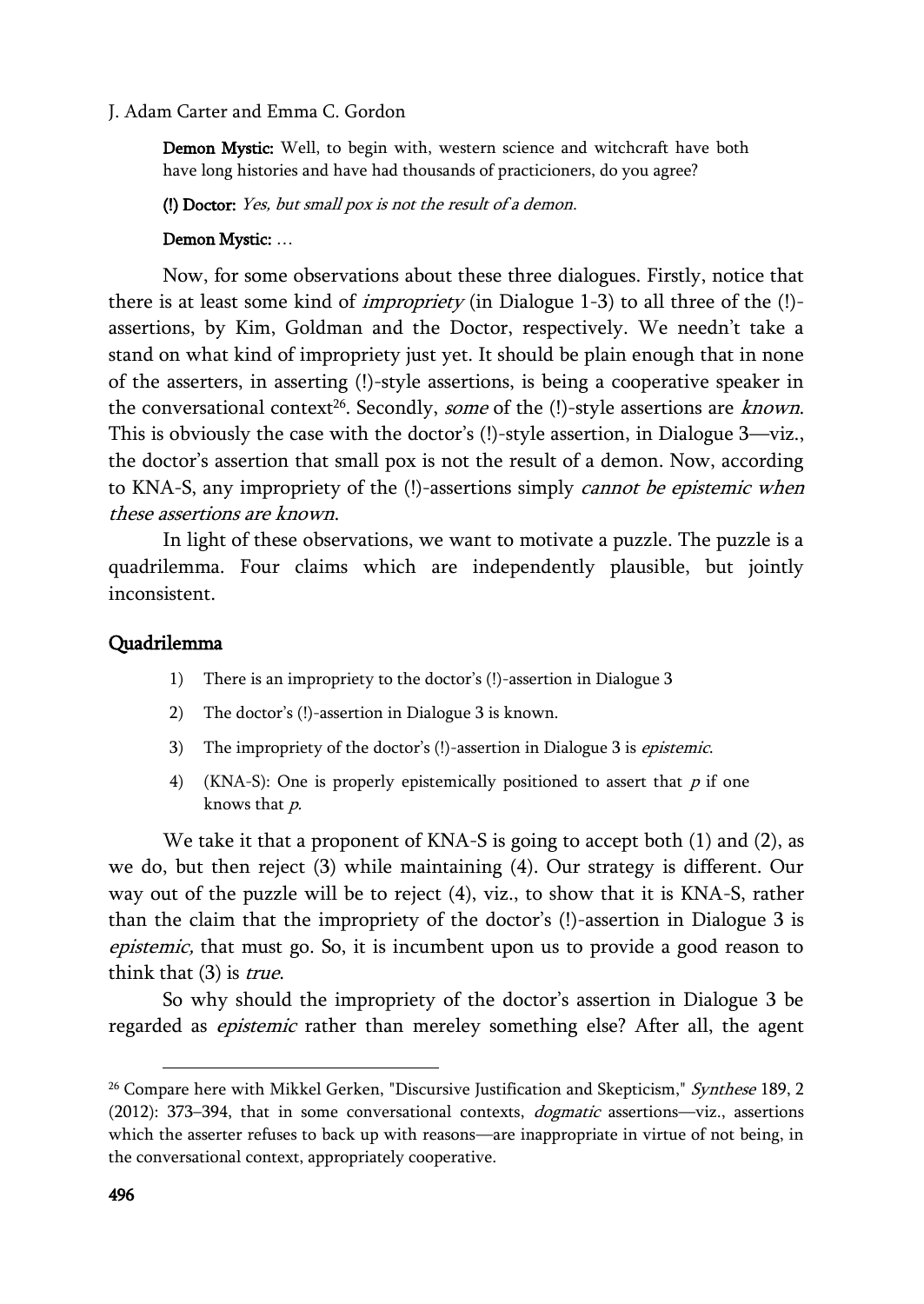**Demon Mystic:** Well, to begin with, western science and witchcraft have both have long histories and have had thousands of practicioners, do you agree?

**(!) Doctor:** *Yes, but small pox is not the result of a demon.*

**Demon Mystic:** …

Now, for some observations about these three dialogues. Firstly, notice that there is at least some kind of *impropriety* (in Dialogue 1-3) to all three of the (!)-assertions, by Kim, Goldman and the Doctor, respectively. We needn't take a stand on what kind of impropriety just yet. It should be plain enough that in none of the asserters, in asserting (!)-style assertions, is being a cooperative speaker in the conversational context[26]. Secondly, *some* of the (!)-style assertions are *known*. This is obviously the case with the doctor's (!)-style assertion, in Dialogue 3—viz., the doctor's assertion that small pox is not the result of a demon. Now, according to KNA-S, any impropriety of the (!)-assertions simply *cannot be epistemic when these assertions are known*.

In light of these observations, we want to motivate a puzzle. The puzzle is a quadrilemma. Four claims which are independently plausible, but jointly inconsistent.

## Quadrilemma

1) There is an impropriety to the doctor's (!)-assertion in Dialogue 3
2) The doctor's (!)-assertion in Dialogue 3 is known.
3) The impropriety of the doctor's (!)-assertion in Dialogue 3 is *epistemic*.
4) (KNA-S): One is properly epistemically positioned to assert that $p$ if one knows that $p$.

We take it that a proponent of KNA-S is going to accept both (1) and (2), as we do, but then reject (3) while maintaining (4). Our strategy is different. Our way out of the puzzle will be to reject (4), viz., to show that it is KNA-S, rather than the claim that the impropriety of the doctor's (!)-assertion in Dialogue 3 is *epistemic,* that must go. So, it is incumbent upon us to provide a good reason to think that (3) is *true*.

So why should the impropriety of the doctor's assertion in Dialogue 3 be regarded as *epistemic* rather than mereley something else? After all, the agent

---

[26] Compare here with Mikkel Gerken, "Discursive Justification and Skepticism," *Synthese* 189, 2 (2012): 373–394, that in some conversational contexts, *dogmatic* assertions—viz., assertions which the asserter refuses to back up with reasons—are inappropriate in virtue of not being, in the conversational context, appropriately cooperative.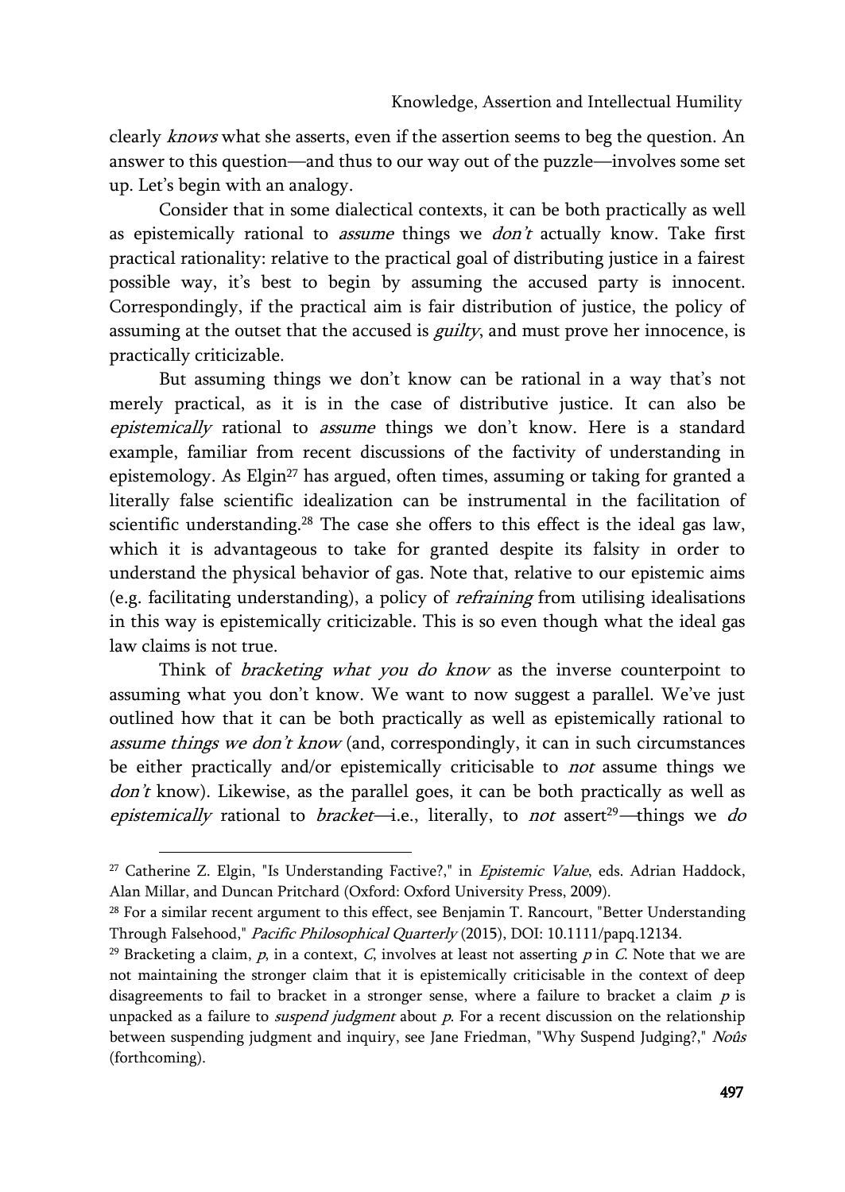clearly *knows* what she asserts, even if the assertion seems to beg the question. An answer to this question—and thus to our way out of the puzzle—involves some set up. Let's begin with an analogy.

Consider that in some dialectical contexts, it can be both practically as well as epistemically rational to *assume* things we *don't* actually know. Take first practical rationality: relative to the practical goal of distributing justice in a fairest possible way, it's best to begin by assuming the accused party is innocent. Correspondingly, if the practical aim is fair distribution of justice, the policy of assuming at the outset that the accused is *guilty*, and must prove her innocence, is practically criticizable.

But assuming things we don't know can be rational in a way that's not merely practical, as it is in the case of distributive justice. It can also be *epistemically* rational to *assume* things we don't know. Here is a standard example, familiar from recent discussions of the factivity of understanding in epistemology. As Elgin[27] has argued, often times, assuming or taking for granted a literally false scientific idealization can be instrumental in the facilitation of scientific understanding.[28] The case she offers to this effect is the ideal gas law, which it is advantageous to take for granted despite its falsity in order to understand the physical behavior of gas. Note that, relative to our epistemic aims (e.g. facilitating understanding), a policy of *refraining* from utilising idealisations in this way is epistemically criticizable. This is so even though what the ideal gas law claims is not true.

Think of *bracketing what you do know* as the inverse counterpoint to assuming what you don't know. We want to now suggest a parallel. We've just outlined how that it can be both practically as well as epistemically rational to *assume things we don't know* (and, correspondingly, it can in such circumstances be either practically and/or epistemically criticisable to *not* assume things we *don't* know). Likewise, as the parallel goes, it can be both practically as well as *epistemically* rational to *bracket*—i.e., literally, to *not* assert[29]—things we *do*

---

[27] Catherine Z. Elgin, "Is Understanding Factive?," in *Epistemic Value*, eds. Adrian Haddock, Alan Millar, and Duncan Pritchard (Oxford: Oxford University Press, 2009).

[28] For a similar recent argument to this effect, see Benjamin T. Rancourt, "Better Understanding Through Falsehood," *Pacific Philosophical Quarterly* (2015), DOI: 10.1111/papq.12134.

[29] Bracketing a claim, *p*, in a context, *C*, involves at least not asserting *p* in *C*. Note that we are not maintaining the stronger claim that it is epistemically criticisable in the context of deep disagreements to fail to bracket in a stronger sense, where a failure to bracket a claim *p* is unpacked as a failure to *suspend judgment* about *p*. For a recent discussion on the relationship between suspending judgment and inquiry, see Jane Friedman, "Why Suspend Judging?," *Noûs* (forthcoming).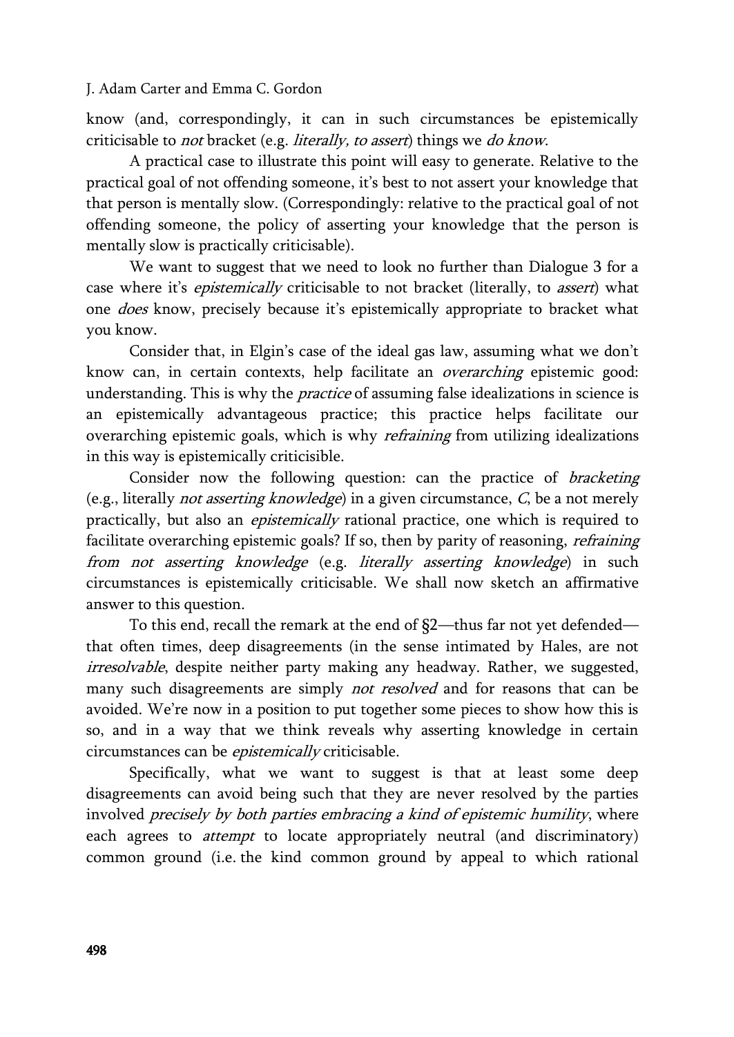know (and, correspondingly, it can in such circumstances be epistemically criticisable to *not* bracket (e.g. *literally, to assert*) things we *do know*.

A practical case to illustrate this point will easy to generate. Relative to the practical goal of not offending someone, it's best to not assert your knowledge that that person is mentally slow. (Correspondingly: relative to the practical goal of not offending someone, the policy of asserting your knowledge that the person is mentally slow is practically criticisable).

We want to suggest that we need to look no further than Dialogue 3 for a case where it's *epistemically* criticisable to not bracket (literally, to *assert*) what one *does* know, precisely because it's epistemically appropriate to bracket what you know.

Consider that, in Elgin's case of the ideal gas law, assuming what we don't know can, in certain contexts, help facilitate an *overarching* epistemic good: understanding. This is why the *practice* of assuming false idealizations in science is an epistemically advantageous practice; this practice helps facilitate our overarching epistemic goals, which is why *refraining* from utilizing idealizations in this way is epistemically criticisible.

Consider now the following question: can the practice of *bracketing* (e.g., literally *not asserting knowledge*) in a given circumstance, *C*, be a not merely practically, but also an *epistemically* rational practice, one which is required to facilitate overarching epistemic goals? If so, then by parity of reasoning, *refraining from not asserting knowledge* (e.g. *literally asserting knowledge*) in such circumstances is epistemically criticisable. We shall now sketch an affirmative answer to this question.

To this end, recall the remark at the end of §2—thus far not yet defended—that often times, deep disagreements (in the sense intimated by Hales, are not *irresolvable*, despite neither party making any headway. Rather, we suggested, many such disagreements are simply *not resolved* and for reasons that can be avoided. We're now in a position to put together some pieces to show how this is so, and in a way that we think reveals why asserting knowledge in certain circumstances can be *epistemically* criticisable.

Specifically, what we want to suggest is that at least some deep disagreements can avoid being such that they are never resolved by the parties involved *precisely by both parties embracing a kind of epistemic humility*, where each agrees to *attempt* to locate appropriately neutral (and discriminatory) common ground (i.e. the kind common ground by appeal to which rational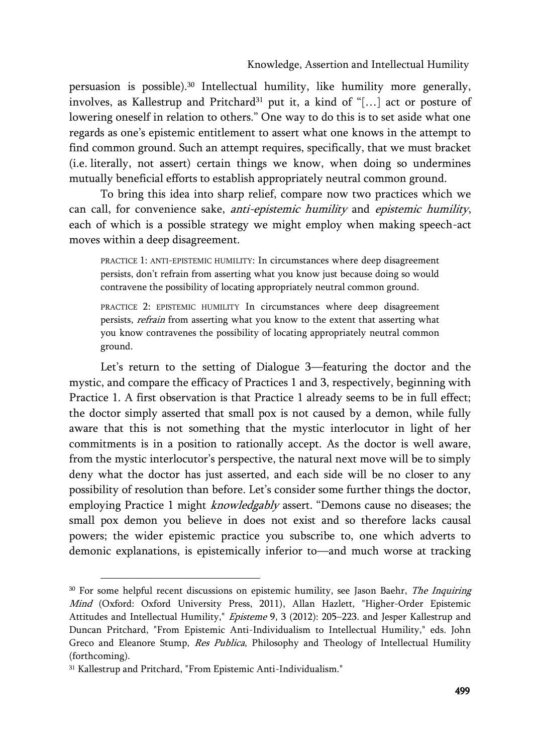persuasion is possible).[30] Intellectual humility, like humility more generally, involves, as Kallestrup and Pritchard[31] put it, a kind of "[…] act or posture of lowering oneself in relation to others." One way to do this is to set aside what one regards as one's epistemic entitlement to assert what one knows in the attempt to find common ground. Such an attempt requires, specifically, that we must bracket (i.e. literally, not assert) certain things we know, when doing so undermines mutually beneficial efforts to establish appropriately neutral common ground.

To bring this idea into sharp relief, compare now two practices which we can call, for convenience sake, *anti-epistemic humility* and *epistemic humility*, each of which is a possible strategy we might employ when making speech-act moves within a deep disagreement.

> PRACTICE 1: ANTI-EPISTEMIC HUMILITY: In circumstances where deep disagreement persists, don't refrain from asserting what you know just because doing so would contravene the possibility of locating appropriately neutral common ground.

> PRACTICE 2: EPISTEMIC HUMILITY In circumstances where deep disagreement persists, *refrain* from asserting what you know to the extent that asserting what you know contravenes the possibility of locating appropriately neutral common ground.

Let's return to the setting of Dialogue 3—featuring the doctor and the mystic, and compare the efficacy of Practices 1 and 3, respectively, beginning with Practice 1. A first observation is that Practice 1 already seems to be in full effect; the doctor simply asserted that small pox is not caused by a demon, while fully aware that this is not something that the mystic interlocutor in light of her commitments is in a position to rationally accept. As the doctor is well aware, from the mystic interlocutor's perspective, the natural next move will be to simply deny what the doctor has just asserted, and each side will be no closer to any possibility of resolution than before. Let's consider some further things the doctor, employing Practice 1 might *knowledgably* assert. "Demons cause no diseases; the small pox demon you believe in does not exist and so therefore lacks causal powers; the wider epistemic practice you subscribe to, one which adverts to demonic explanations, is epistemically inferior to—and much worse at tracking

---

[30] For some helpful recent discussions on epistemic humility, see Jason Baehr, *The Inquiring Mind* (Oxford: Oxford University Press, 2011), Allan Hazlett, "Higher-Order Epistemic Attitudes and Intellectual Humility," *Episteme* 9, 3 (2012): 205–223. and Jesper Kallestrup and Duncan Pritchard, "From Epistemic Anti-Individualism to Intellectual Humility," eds. John Greco and Eleanore Stump, *Res Publica*, Philosophy and Theology of Intellectual Humility (forthcoming).

[31] Kallestrup and Pritchard, "From Epistemic Anti-Individualism."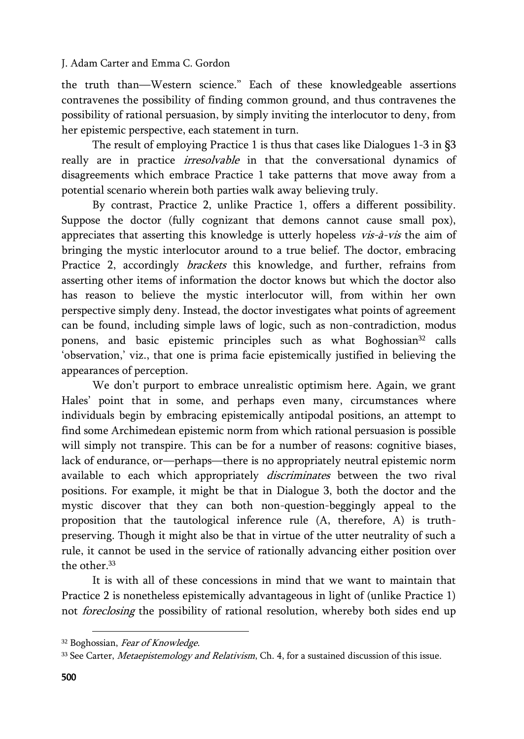the truth than—Western science." Each of these knowledgeable assertions contravenes the possibility of finding common ground, and thus contravenes the possibility of rational persuasion, by simply inviting the interlocutor to deny, from her epistemic perspective, each statement in turn.

The result of employing Practice 1 is thus that cases like Dialogues 1-3 in §3 really are in practice *irresolvable* in that the conversational dynamics of disagreements which embrace Practice 1 take patterns that move away from a potential scenario wherein both parties walk away believing truly.

By contrast, Practice 2, unlike Practice 1, offers a different possibility. Suppose the doctor (fully cognizant that demons cannot cause small pox), appreciates that asserting this knowledge is utterly hopeless *vis-à-vis* the aim of bringing the mystic interlocutor around to a true belief. The doctor, embracing Practice 2, accordingly *brackets* this knowledge, and further, refrains from asserting other items of information the doctor knows but which the doctor also has reason to believe the mystic interlocutor will, from within her own perspective simply deny. Instead, the doctor investigates what points of agreement can be found, including simple laws of logic, such as non-contradiction, modus ponens, and basic epistemic principles such as what Boghossian[32] calls 'observation,' viz., that one is prima facie epistemically justified in believing the appearances of perception.

We don't purport to embrace unrealistic optimism here. Again, we grant Hales' point that in some, and perhaps even many, circumstances where individuals begin by embracing epistemically antipodal positions, an attempt to find some Archimedean epistemic norm from which rational persuasion is possible will simply not transpire. This can be for a number of reasons: cognitive biases, lack of endurance, or—perhaps—there is no appropriately neutral epistemic norm available to each which appropriately *discriminates* between the two rival positions. For example, it might be that in Dialogue 3, both the doctor and the mystic discover that they can both non-question-beggingly appeal to the proposition that the tautological inference rule (A, therefore, A) is truth-preserving. Though it might also be that in virtue of the utter neutrality of such a rule, it cannot be used in the service of rationally advancing either position over the other.[33]

It is with all of these concessions in mind that we want to maintain that Practice 2 is nonetheless epistemically advantageous in light of (unlike Practice 1) not *foreclosing* the possibility of rational resolution, whereby both sides end up

---

[32] Boghossian, *Fear of Knowledge*.

[33] See Carter, *Metaepistemology and Relativism*, Ch. 4, for a sustained discussion of this issue.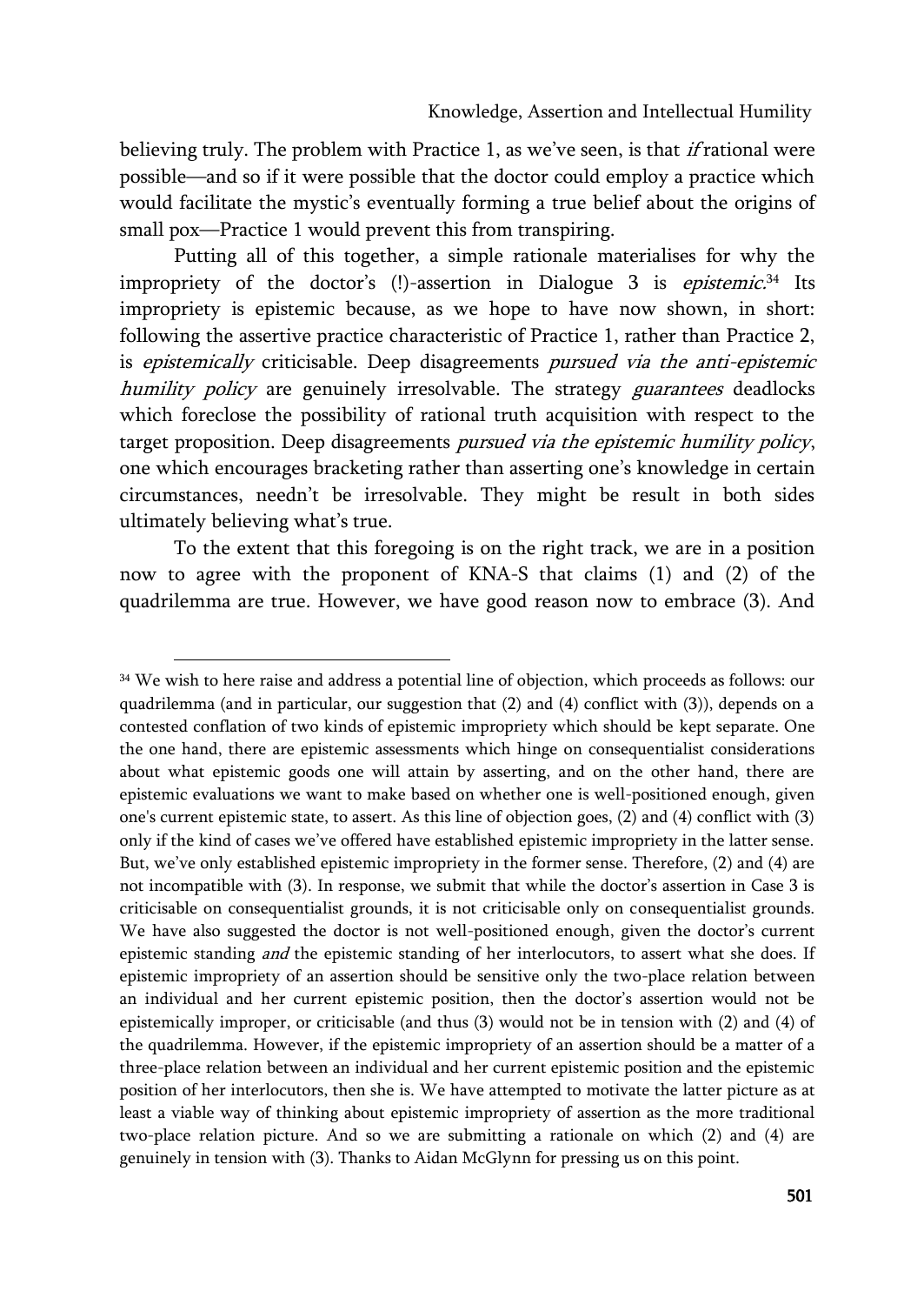believing truly. The problem with Practice 1, as we've seen, is that *if* rational were possible—and so if it were possible that the doctor could employ a practice which would facilitate the mystic's eventually forming a true belief about the origins of small pox—Practice 1 would prevent this from transpiring.

Putting all of this together, a simple rationale materialises for why the impropriety of the doctor's (!)-assertion in Dialogue 3 is *epistemic*.[34] Its impropriety is epistemic because, as we hope to have now shown, in short: following the assertive practice characteristic of Practice 1, rather than Practice 2, is *epistemically* criticisable. Deep disagreements *pursued via the anti-epistemic humility policy* are genuinely irresolvable. The strategy *guarantees* deadlocks which foreclose the possibility of rational truth acquisition with respect to the target proposition. Deep disagreements *pursued via the epistemic humility policy*, one which encourages bracketing rather than asserting one's knowledge in certain circumstances, needn't be irresolvable. They might be result in both sides ultimately believing what's true.

To the extent that this foregoing is on the right track, we are in a position now to agree with the proponent of KNA-S that claims (1) and (2) of the quadrilemma are true. However, we have good reason now to embrace (3). And

---

[34] We wish to here raise and address a potential line of objection, which proceeds as follows: our quadrilemma (and in particular, our suggestion that (2) and (4) conflict with (3)), depends on a contested conflation of two kinds of epistemic impropriety which should be kept separate. One the one hand, there are epistemic assessments which hinge on consequentialist considerations about what epistemic goods one will attain by asserting, and on the other hand, there are epistemic evaluations we want to make based on whether one is well-positioned enough, given one's current epistemic state, to assert. As this line of objection goes, (2) and (4) conflict with (3) only if the kind of cases we've offered have established epistemic impropriety in the latter sense. But, we've only established epistemic impropriety in the former sense. Therefore, (2) and (4) are not incompatible with (3). In response, we submit that while the doctor's assertion in Case 3 is criticisable on consequentialist grounds, it is not criticisable only on consequentialist grounds. We have also suggested the doctor is not well-positioned enough, given the doctor's current epistemic standing *and* the epistemic standing of her interlocutors, to assert what she does. If epistemic impropriety of an assertion should be sensitive only the two-place relation between an individual and her current epistemic position, then the doctor's assertion would not be epistemically improper, or criticisable (and thus (3) would not be in tension with (2) and (4) of the quadrilemma. However, if the epistemic impropriety of an assertion should be a matter of a three-place relation between an individual and her current epistemic position and the epistemic position of her interlocutors, then she is. We have attempted to motivate the latter picture as at least a viable way of thinking about epistemic impropriety of assertion as the more traditional two-place relation picture. And so we are submitting a rationale on which (2) and (4) are genuinely in tension with (3). Thanks to Aidan McGlynn for pressing us on this point.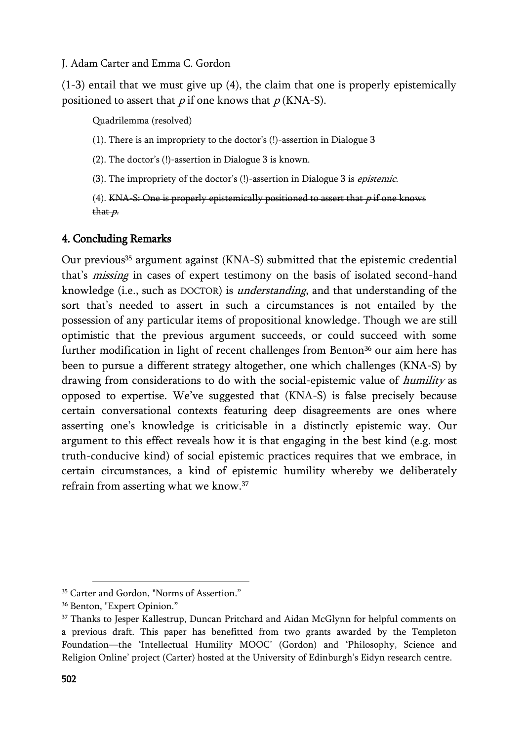(1-3) entail that we must give up (4), the claim that one is properly epistemically positioned to assert that *p* if one knows that *p* (KNA-S).

Quadrilemma (resolved)

(1). There is an impropriety to the doctor's (!)-assertion in Dialogue 3

(2). The doctor's (!)-assertion in Dialogue 3 is known.

(3). The impropriety of the doctor's (!)-assertion in Dialogue 3 is *epistemic*.

(4). ~~KNA-S: One is properly epistemically positioned to assert that *p* if one knows that *p*.~~

## 4. Concluding Remarks

Our previous[35] argument against (KNA-S) submitted that the epistemic credential that's *missing* in cases of expert testimony on the basis of isolated second-hand knowledge (i.e., such as DOCTOR) is *understanding*, and that understanding of the sort that's needed to assert in such a circumstances is not entailed by the possession of any particular items of propositional knowledge. Though we are still optimistic that the previous argument succeeds, or could succeed with some further modification in light of recent challenges from Benton[36] our aim here has been to pursue a different strategy altogether, one which challenges (KNA-S) by drawing from considerations to do with the social-epistemic value of *humility* as opposed to expertise. We've suggested that (KNA-S) is false precisely because certain conversational contexts featuring deep disagreements are ones where asserting one's knowledge is criticisable in a distinctly epistemic way. Our argument to this effect reveals how it is that engaging in the best kind (e.g. most truth-conducive kind) of social epistemic practices requires that we embrace, in certain circumstances, a kind of epistemic humility whereby we deliberately refrain from asserting what we know.[37]

---

[35] Carter and Gordon, "Norms of Assertion."

[36] Benton, "Expert Opinion."

[37] Thanks to Jesper Kallestrup, Duncan Pritchard and Aidan McGlynn for helpful comments on a previous draft. This paper has benefitted from two grants awarded by the Templeton Foundation—the 'Intellectual Humility MOOC' (Gordon) and 'Philosophy, Science and Religion Online' project (Carter) hosted at the University of Edinburgh's Eidyn research centre.